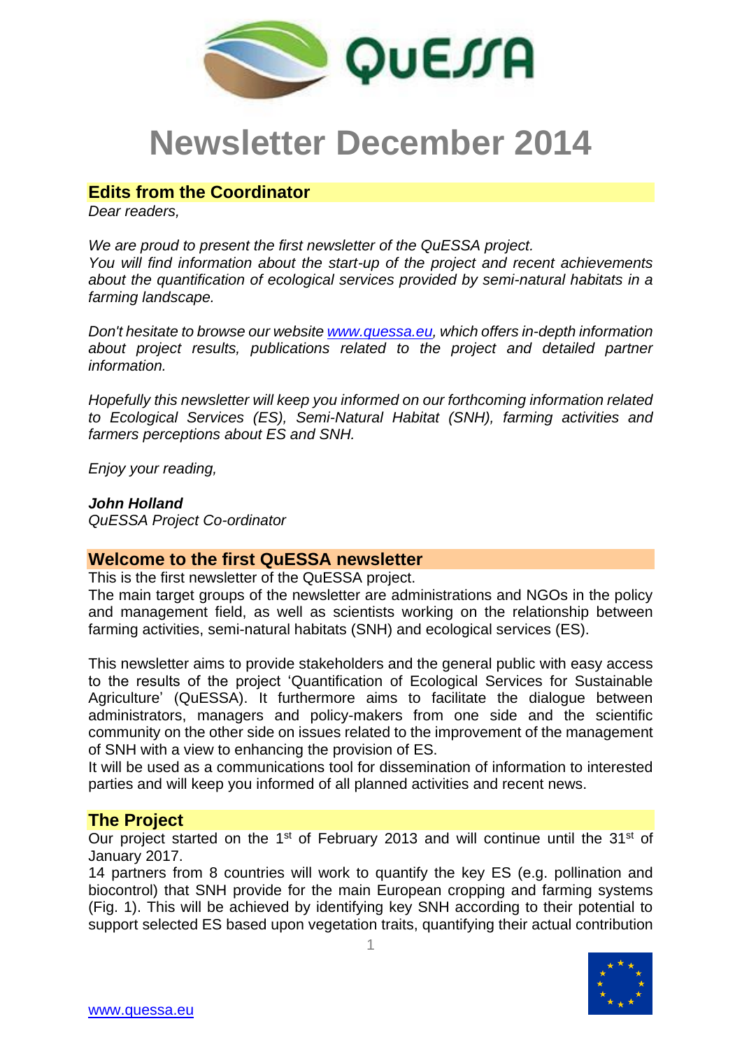# Newsletter December 2014

## Edits from the Coordinator

*Dear readers,*

*We are proud to present the first newsletter of the QuESSA project.*
*You will find information about the start-up of the project and recent achievements about the quantification of ecological services provided by semi-natural habitats in a farming landscape.*

*Don't hesitate to browse our website www.quessa.eu, which offers in-depth information about project results, publications related to the project and detailed partner information.*

*Hopefully this newsletter will keep you informed on our forthcoming information related to Ecological Services (ES), Semi-Natural Habitat (SNH), farming activities and farmers perceptions about ES and SNH.*

*Enjoy your reading,*

***John Holland***
*QuESSA Project Co-ordinator*

## Welcome to the first QuESSA newsletter

This is the first newsletter of the QuESSA project.
The main target groups of the newsletter are administrations and NGOs in the policy and management field, as well as scientists working on the relationship between farming activities, semi-natural habitats (SNH) and ecological services (ES).

This newsletter aims to provide stakeholders and the general public with easy access to the results of the project 'Quantification of Ecological Services for Sustainable Agriculture' (QuESSA). It furthermore aims to facilitate the dialogue between administrators, managers and policy-makers from one side and the scientific community on the other side on issues related to the improvement of the management of SNH with a view to enhancing the provision of ES.
It will be used as a communications tool for dissemination of information to interested parties and will keep you informed of all planned activities and recent news.

## The Project

Our project started on the 1st of February 2013 and will continue until the 31st of January 2017.
14 partners from 8 countries will work to quantify the key ES (e.g. pollination and biocontrol) that SNH provide for the main European cropping and farming systems (Fig. 1). This will be achieved by identifying key SNH according to their potential to support selected ES based upon vegetation traits, quantifying their actual contribution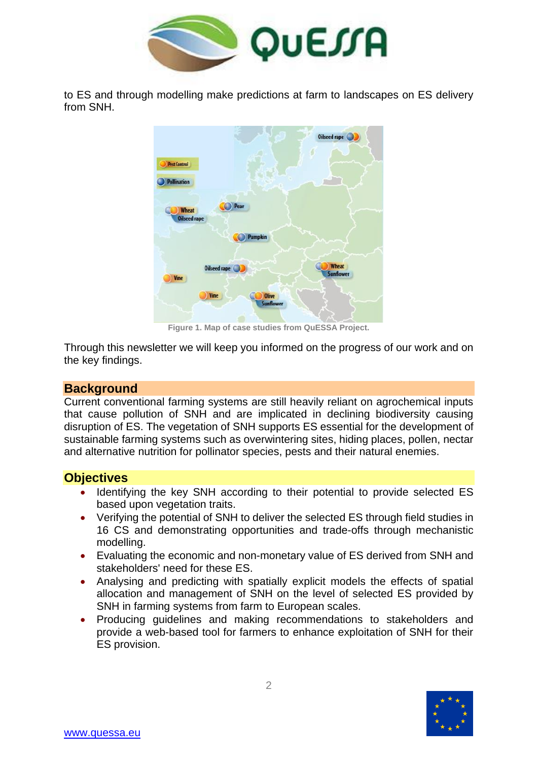to ES and through modelling make predictions at farm to landscapes on ES delivery from SNH.

Figure 1. Map of case studies from QuESSA Project.

Through this newsletter we will keep you informed on the progress of our work and on the key findings.

## Background

Current conventional farming systems are still heavily reliant on agrochemical inputs that cause pollution of SNH and are implicated in declining biodiversity causing disruption of ES. The vegetation of SNH supports ES essential for the development of sustainable farming systems such as overwintering sites, hiding places, pollen, nectar and alternative nutrition for pollinator species, pests and their natural enemies.

## Objectives

- Identifying the key SNH according to their potential to provide selected ES based upon vegetation traits.
- Verifying the potential of SNH to deliver the selected ES through field studies in 16 CS and demonstrating opportunities and trade-offs through mechanistic modelling.
- Evaluating the economic and non-monetary value of ES derived from SNH and stakeholders' need for these ES.
- Analysing and predicting with spatially explicit models the effects of spatial allocation and management of SNH on the level of selected ES provided by SNH in farming systems from farm to European scales.
- Producing guidelines and making recommendations to stakeholders and provide a web-based tool for farmers to enhance exploitation of SNH for their ES provision.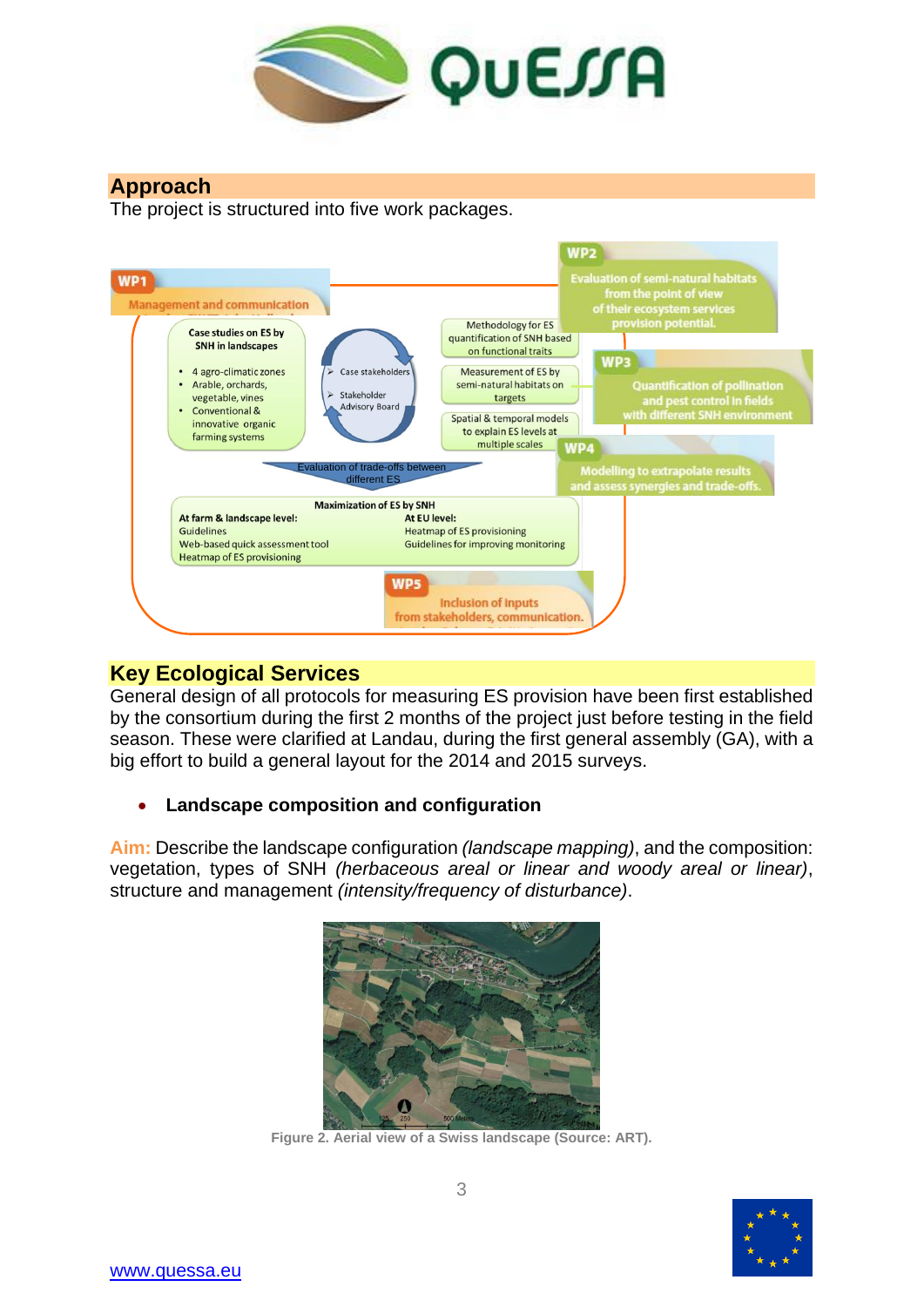## Approach

The project is structured into five work packages.

WP1 Management and communication

Case studies on ES by SNH in landscapes

- 4 agro-climatic zones
- Arable, orchards, vegetable, vines
- Conventional & innovative organic farming systems

➢ Case stakeholders

➢ Stakeholder Advisory Board

Methodology for ES quantification of SNH based on functional traits

Measurement of ES by semi-natural habitats on targets

Spatial & temporal models to explain ES levels at multiple scales

WP2 Evaluation of semi-natural habitats from the point of view of their ecosystem services provision potential.

WP3 Quantification of pollination and pest control in fields with different SNH environment

WP4 Modelling to extrapolate results and assess synergies and trade-offs.

Evaluation of trade-offs between different ES

Maximization of ES by SNH

At farm & landscape level:
Guidelines
Web-based quick assessment tool
Heatmap of ES provisioning

At EU level:
Heatmap of ES provisioning
Guidelines for improving monitoring

WP5 Inclusion of inputs from stakeholders, communication.

## Key Ecological Services

General design of all protocols for measuring ES provision have been first established by the consortium during the first 2 months of the project just before testing in the field season. These were clarified at Landau, during the first general assembly (GA), with a big effort to build a general layout for the 2014 and 2015 surveys.

- **Landscape composition and configuration**

Aim: Describe the landscape configuration *(landscape mapping)*, and the composition: vegetation, types of SNH *(herbaceous areal or linear and woody areal or linear)*, structure and management *(intensity/frequency of disturbance)*.

Figure 2. Aerial view of a Swiss landscape (Source: ART).

www.quessa.eu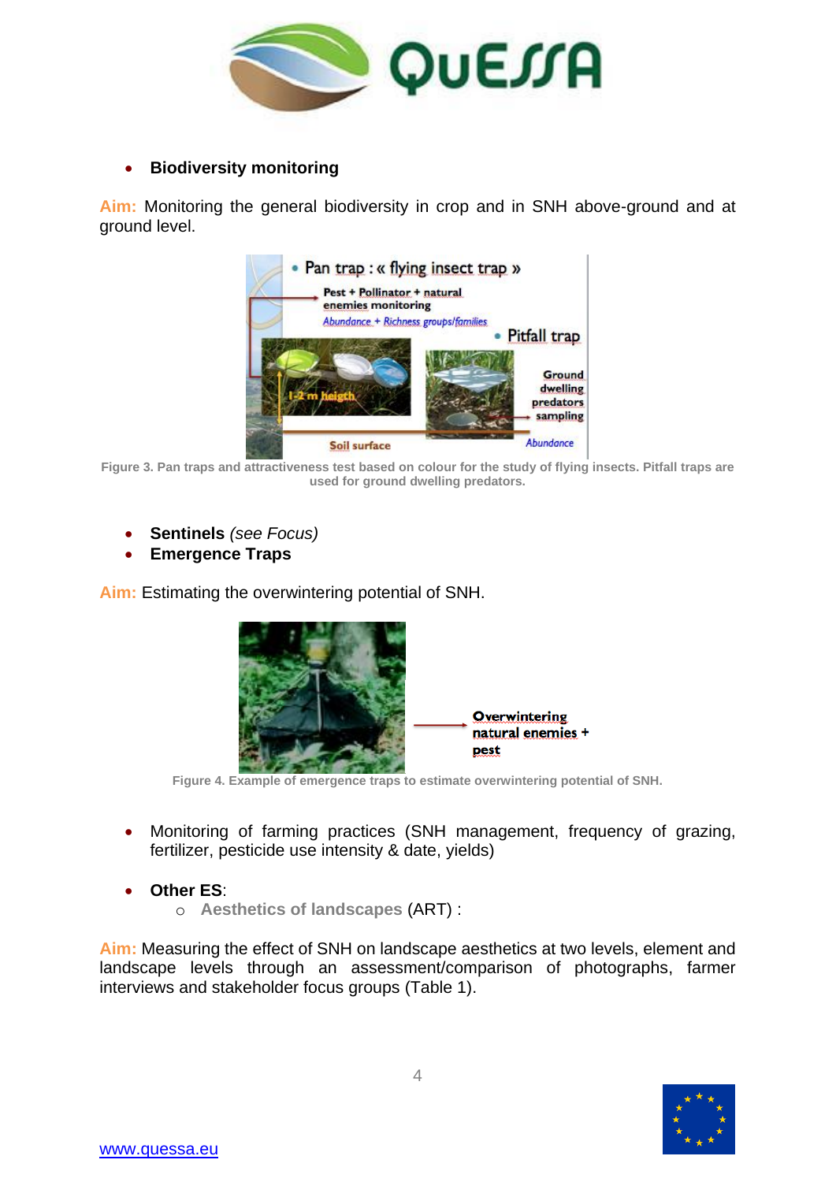- **Biodiversity monitoring**

**Aim:** Monitoring the general biodiversity in crop and in SNH above-ground and at ground level.

Figure 3. Pan traps and attractiveness test based on colour for the study of flying insects. Pitfall traps are used for ground dwelling predators.

- **Sentinels** *(see Focus)*
- **Emergence Traps**

**Aim:** Estimating the overwintering potential of SNH.

Figure 4. Example of emergence traps to estimate overwintering potential of SNH.

- Monitoring of farming practices (SNH management, frequency of grazing, fertilizer, pesticide use intensity & date, yields)

- **Other ES**:
  - **Aesthetics of landscapes** (ART) :

**Aim:** Measuring the effect of SNH on landscape aesthetics at two levels, element and landscape levels through an assessment/comparison of photographs, farmer interviews and stakeholder focus groups (Table 1).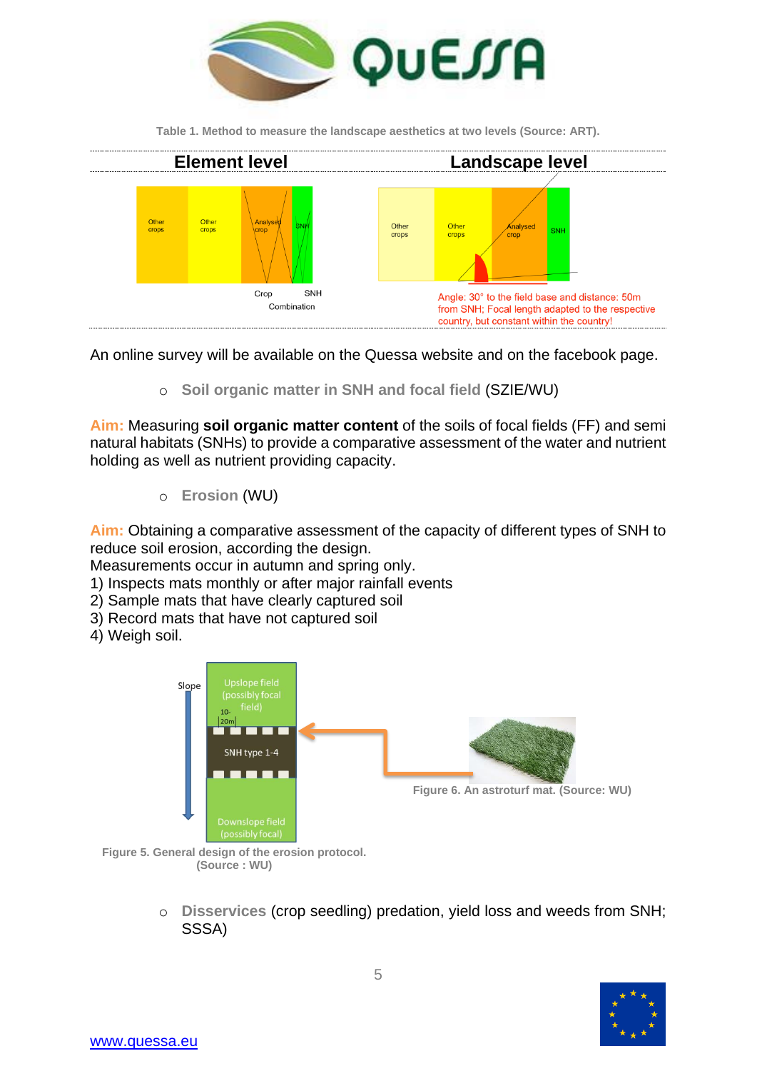Table 1. Method to measure the landscape aesthetics at two levels (Source: ART).

| Element level | Landscape level |
| --- | --- |
| Other crops, Other crops, Analysed crop, SNH — Crop SNH Combination | Other crops, Other crops, Analysed crop, SNH — Angle: 30° to the field base and distance: 50m from SNH; Focal length adapted to the respective country, but constant within the country! |

An online survey will be available on the Quessa website and on the facebook page.

- **Soil organic matter in SNH and focal field** (SZIE/WU)

**Aim:** Measuring **soil organic matter content** of the soils of focal fields (FF) and semi natural habitats (SNHs) to provide a comparative assessment of the water and nutrient holding as well as nutrient providing capacity.

- **Erosion** (WU)

**Aim:** Obtaining a comparative assessment of the capacity of different types of SNH to reduce soil erosion, according the design.
Measurements occur in autumn and spring only.
1) Inspects mats monthly or after major rainfall events
2) Sample mats that have clearly captured soil
3) Record mats that have not captured soil
4) Weigh soil.

Slope — Upslope field (possibly focal field) — 10-20m — SNH type 1-4 — Downslope field (possibly focal)

Figure 5. General design of the erosion protocol. (Source : WU)

Figure 6. An astroturf mat. (Source: WU)

- **Disservices** (crop seedling) predation, yield loss and weeds from SNH; SSSA)

[www.quessa.eu](http://www.quessa.eu)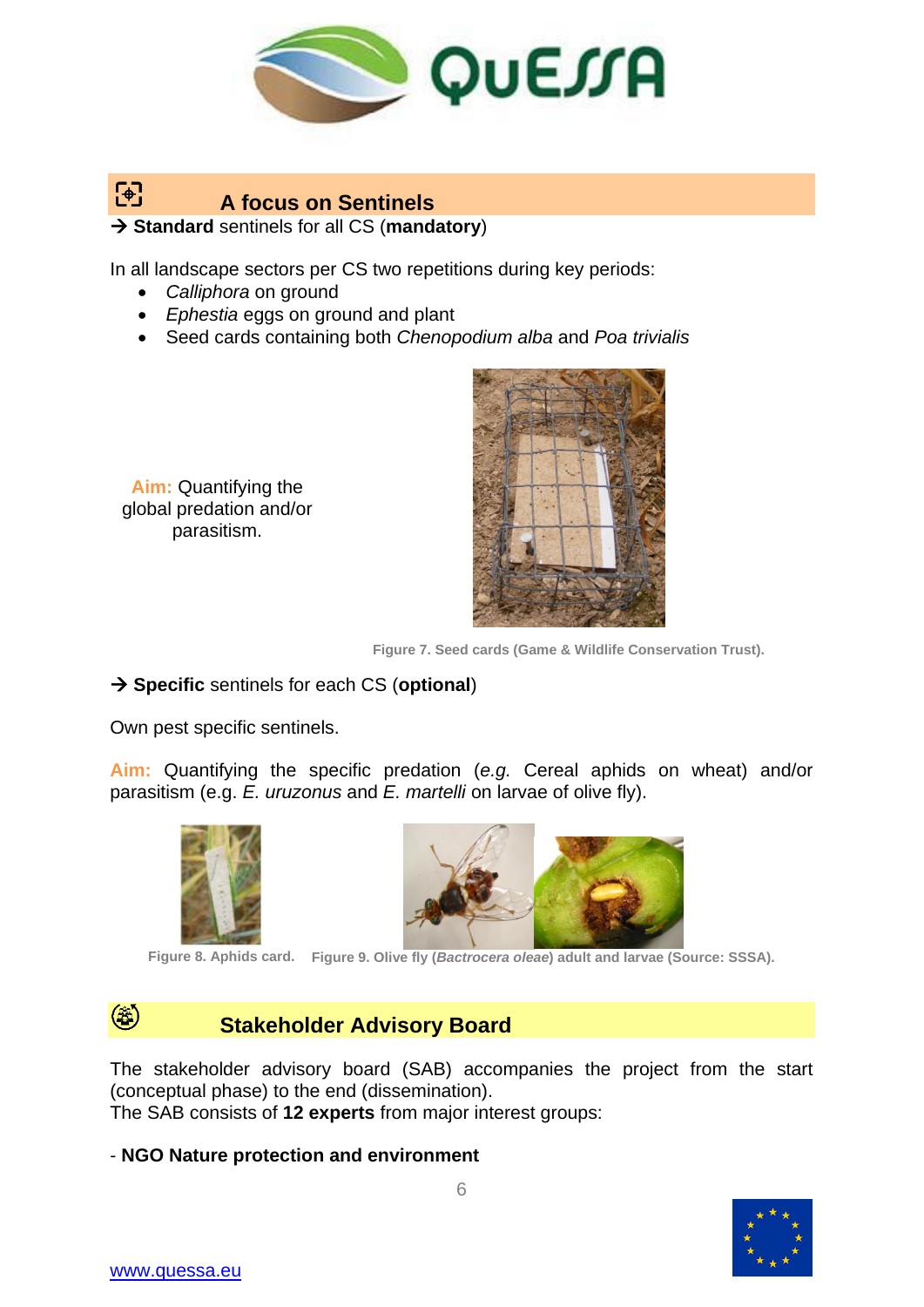## A focus on Sentinels

→ **Standard** sentinels for all CS (**mandatory**)

In all landscape sectors per CS two repetitions during key periods:

- *Calliphora* on ground
- *Ephestia* eggs on ground and plant
- Seed cards containing both *Chenopodium alba* and *Poa trivialis*

**Aim:** Quantifying the global predation and/or parasitism.

Figure 7. Seed cards (Game & Wildlife Conservation Trust).

→ **Specific** sentinels for each CS (**optional**)

Own pest specific sentinels.

**Aim:** Quantifying the specific predation (*e.g.* Cereal aphids on wheat) and/or parasitism (e.g. *E. uruzonus* and *E. martelli* on larvae of olive fly).

Figure 8. Aphids card.

Figure 9. Olive fly (*Bactrocera oleae*) adult and larvae (Source: SSSA).

## Stakeholder Advisory Board

The stakeholder advisory board (SAB) accompanies the project from the start (conceptual phase) to the end (dissemination).
The SAB consists of **12 experts** from major interest groups:

- **NGO Nature protection and environment**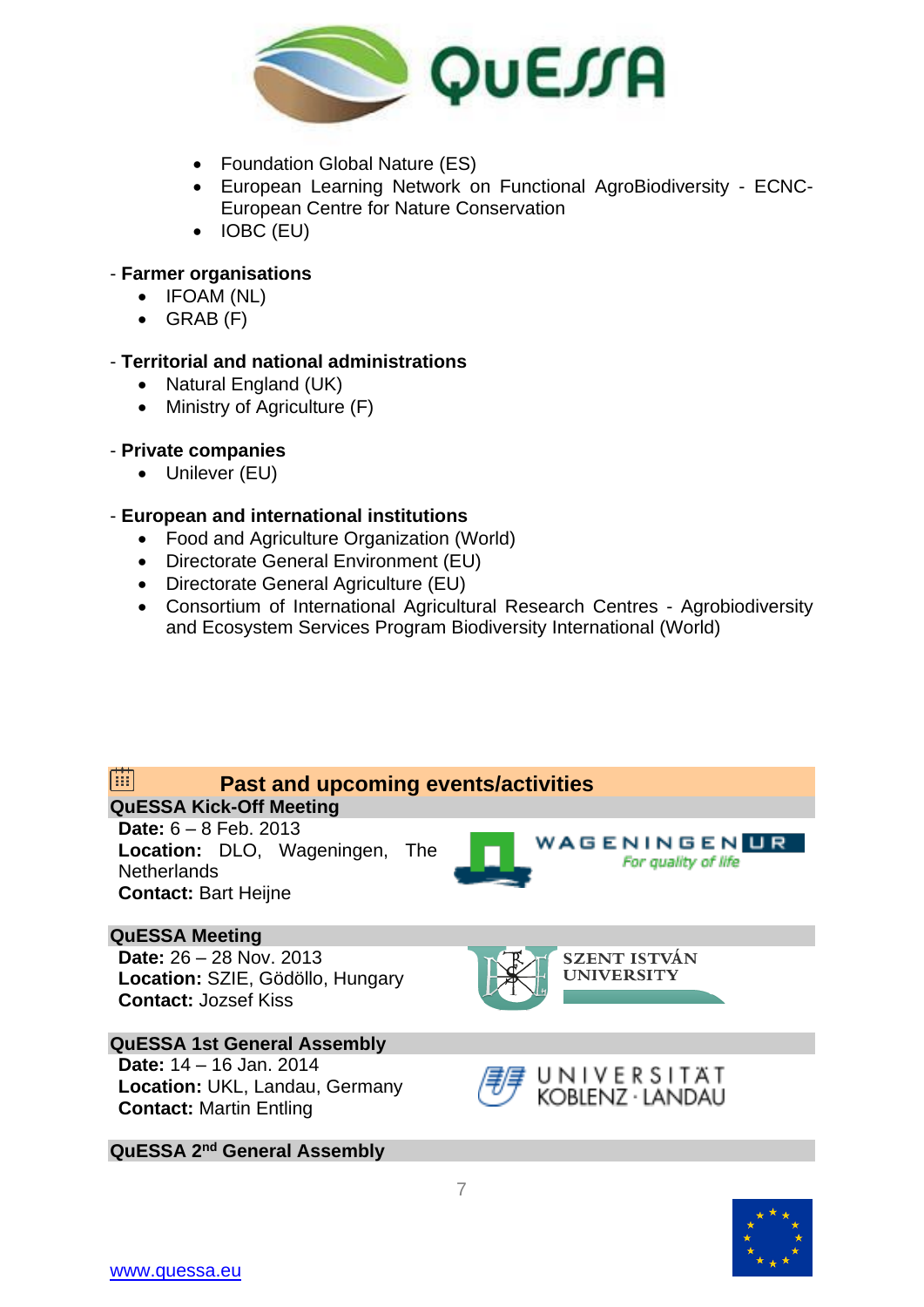- Foundation Global Nature (ES)
- European Learning Network on Functional AgroBiodiversity - ECNC-European Centre for Nature Conservation
- IOBC (EU)

- **Farmer organisations**
  - IFOAM (NL)
  - GRAB (F)

- **Territorial and national administrations**
  - Natural England (UK)
  - Ministry of Agriculture (F)

- **Private companies**
  - Unilever (EU)

- **European and international institutions**
  - Food and Agriculture Organization (World)
  - Directorate General Environment (EU)
  - Directorate General Agriculture (EU)
  - Consortium of International Agricultural Research Centres - Agrobiodiversity and Ecosystem Services Program Biodiversity International (World)

## Past and upcoming events/activities

### QuESSA Kick-Off Meeting

**Date:** 6 – 8 Feb. 2013
**Location:** DLO, Wageningen, The Netherlands
**Contact:** Bart Heijne

### QuESSA Meeting

**Date:** 26 – 28 Nov. 2013
**Location:** SZIE, Gödöllo, Hungary
**Contact:** Jozsef Kiss

### QuESSA 1st General Assembly

**Date:** 14 – 16 Jan. 2014
**Location:** UKL, Landau, Germany
**Contact:** Martin Entling

### QuESSA 2nd General Assembly

www.quessa.eu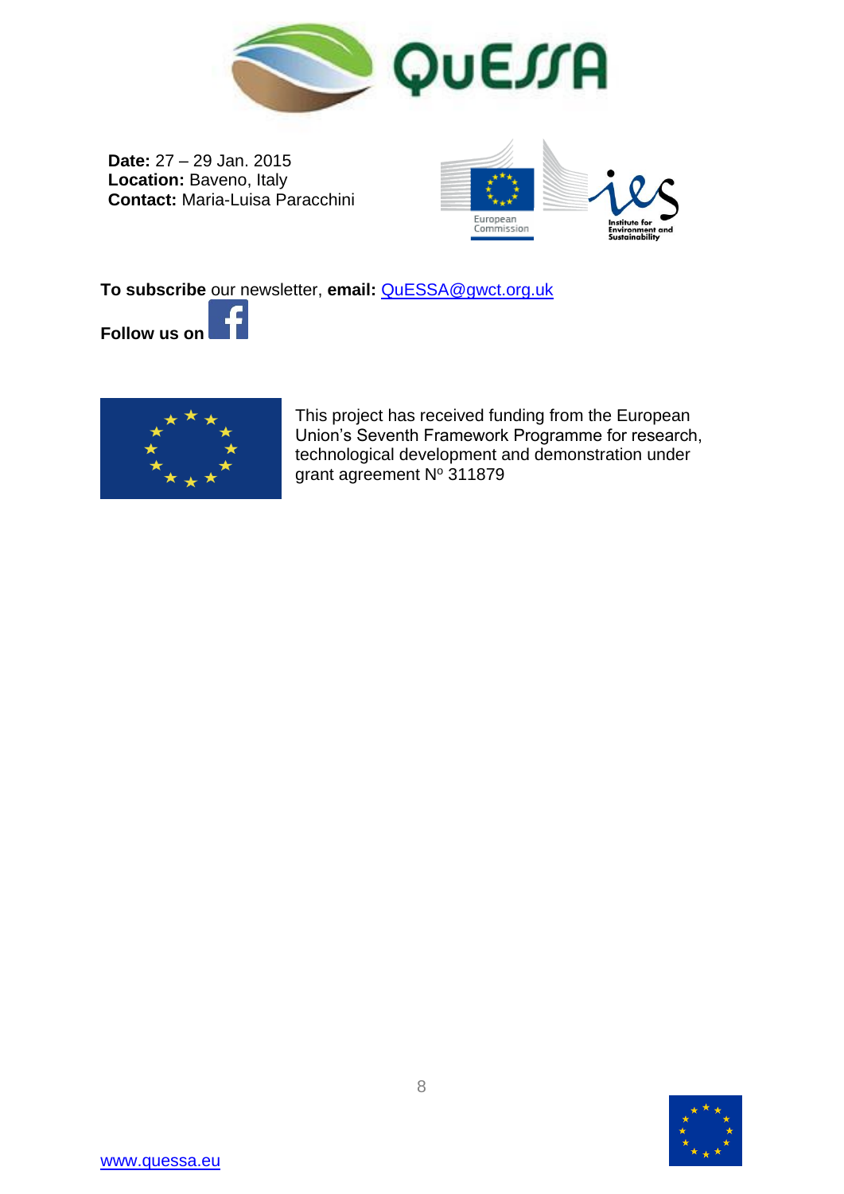**Date:** 27 – 29 Jan. 2015
**Location:** Baveno, Italy
**Contact:** Maria-Luisa Paracchini

**To subscribe** our newsletter, **email:** QuESSA@gwct.org.uk

**Follow us on**

This project has received funding from the European Union's Seventh Framework Programme for research, technological development and demonstration under grant agreement N° 311879

www.quessa.eu